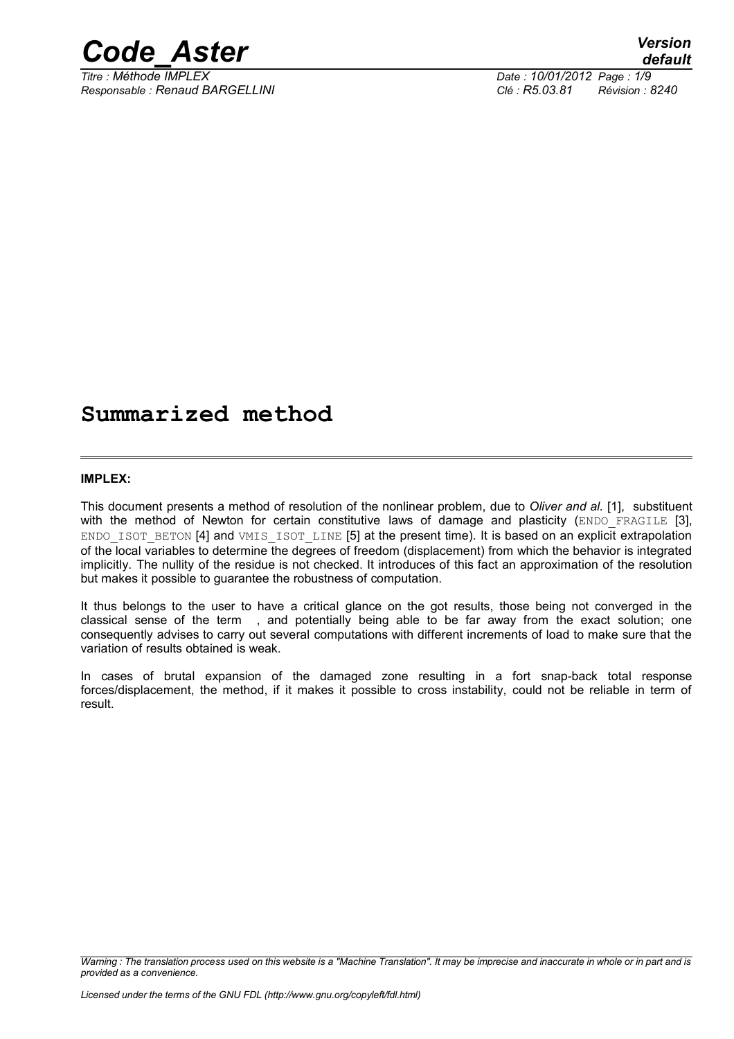# Summarized method

**IMPLEX:**

This document presents a method of resolution of the nonlinear problem, due to *Oliver and al.* [1], substituent with the method of Newton for certain constitutive laws of damage and plasticity (ENDO_FRAGILE [3], ENDO_ISOT_BETON [4] and VMIS_ISOT_LINE [5] at the present time). It is based on an explicit extrapolation of the local variables to determine the degrees of freedom (displacement) from which the behavior is integrated implicitly. The nullity of the residue is not checked. It introduces of this fact an approximation of the resolution but makes it possible to guarantee the robustness of computation.

It thus belongs to the user to have a critical glance on the got results, those being not converged in the classical sense of the term , and potentially being able to be far away from the exact solution; one consequently advises to carry out several computations with different increments of load to make sure that the variation of results obtained is weak.

In cases of brutal expansion of the damaged zone resulting in a fort snap-back total response forces/displacement, the method, if it makes it possible to cross instability, could not be reliable in term of result.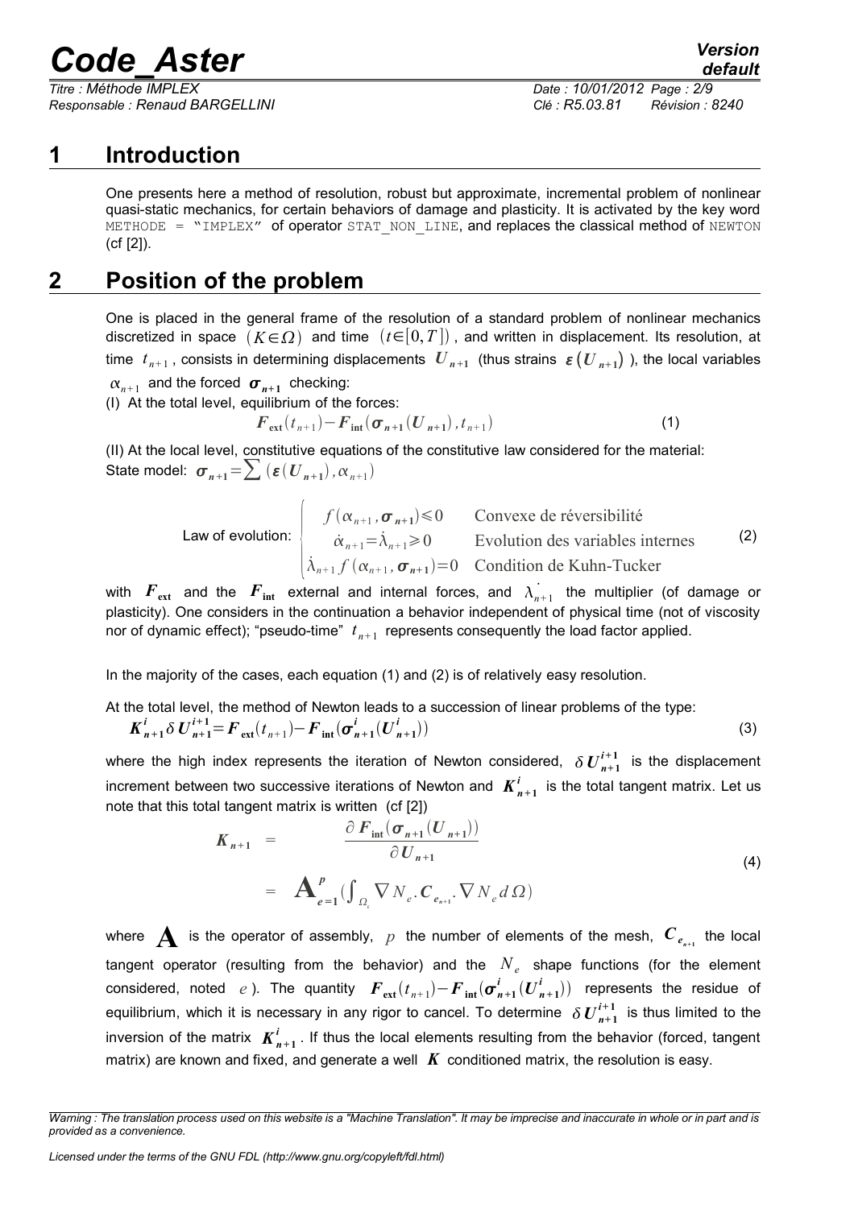# 1 Introduction

One presents here a method of resolution, robust but approximate, incremental problem of nonlinear quasi-static mechanics, for certain behaviors of damage and plasticity. It is activated by the key word `METHODE = "IMPLEX"` of operator `STAT_NON_LINE`, and replaces the classical method of `NEWTON` (cf [2]).

# 2 Position of the problem

One is placed in the general frame of the resolution of a standard problem of nonlinear mechanics discretized in space $(K \in \Omega)$ and time $(t \in [0,T])$, and written in displacement. Its resolution, at time $t_{n+1}$, consists in determining displacements $\boldsymbol{U}_{n+1}$ (thus strains $\boldsymbol{\varepsilon}(\boldsymbol{U}_{n+1})$), the local variables $\alpha_{n+1}$ and the forced $\boldsymbol{\sigma}_{n+1}$ checking:

(I) At the total level, equilibrium of the forces:

$$\boldsymbol{F}_{\mathbf{ext}}(t_{n+1}) - \boldsymbol{F}_{\mathbf{int}}(\boldsymbol{\sigma}_{n+1}(\boldsymbol{U}_{n+1}), t_{n+1}) \tag{1}$$

(II) At the local level, constitutive equations of the constitutive law considered for the material:
State model: $\boldsymbol{\sigma}_{n+1} = \sum (\boldsymbol{\varepsilon}(\boldsymbol{U}_{n+1}), \alpha_{n+1})$

$$\text{Law of evolution:} \quad \begin{cases} f(\alpha_{n+1}, \boldsymbol{\sigma}_{n+1}) \leqslant 0 & \text{Convexe de réversibilité} \\ \dot{\alpha}_{n+1} = \dot{\lambda}_{n+1} \geqslant 0 & \text{Evolution des variables internes} \\ \dot{\lambda}_{n+1} f(\alpha_{n+1}, \boldsymbol{\sigma}_{n+1}) = 0 & \text{Condition de Kuhn-Tucker} \end{cases} \tag{2}$$

with $\boldsymbol{F}_{\mathbf{ext}}$ and the $\boldsymbol{F}_{\mathbf{int}}$ external and internal forces, and $\dot{\lambda}_{n+1}$ the multiplier (of damage or plasticity). One considers in the continuation a behavior independent of physical time (not of viscosity nor of dynamic effect); "pseudo-time" $t_{n+1}$ represents consequently the load factor applied.

In the majority of the cases, each equation (1) and (2) is of relatively easy resolution.

At the total level, the method of Newton leads to a succession of linear problems of the type:

$$\boldsymbol{K}_{n+1}^{i} \delta \boldsymbol{U}_{n+1}^{i+1} = \boldsymbol{F}_{\mathbf{ext}}(t_{n+1}) - \boldsymbol{F}_{\mathbf{int}}(\boldsymbol{\sigma}_{n+1}^{i}(\boldsymbol{U}_{n+1}^{i})) \tag{3}$$

where the high index represents the iteration of Newton considered, $\delta \boldsymbol{U}_{n+1}^{i+1}$ is the displacement increment between two successive iterations of Newton and $\boldsymbol{K}_{n+1}^{i}$ is the total tangent matrix. Let us note that this total tangent matrix is written (cf [2])

$$\begin{aligned} \boldsymbol{K}_{n+1} &= \frac{\partial \boldsymbol{F}_{\mathbf{int}}(\boldsymbol{\sigma}_{n+1}(\boldsymbol{U}_{n+1}))}{\partial \boldsymbol{U}_{n+1}} \\ &= \mathbf{A}_{e=1}^{p} \left( \int_{\Omega_e} \nabla N_e . \boldsymbol{C}_{e_{n+1}} . \nabla N_e \, d\Omega \right) \end{aligned} \tag{4}$$

where $\mathbf{A}$ is the operator of assembly, $p$ the number of elements of the mesh, $\boldsymbol{C}_{e_{n+1}}$ the local tangent operator (resulting from the behavior) and the $N_e$ shape functions (for the element considered, noted $e$). The quantity $\boldsymbol{F}_{\mathbf{ext}}(t_{n+1}) - \boldsymbol{F}_{\mathbf{int}}(\boldsymbol{\sigma}_{n+1}^{i}(\boldsymbol{U}_{n+1}^{i}))$ represents the residue of equilibrium, which it is necessary in any rigor to cancel. To determine $\delta \boldsymbol{U}_{n+1}^{i+1}$ is thus limited to the inversion of the matrix $\boldsymbol{K}_{n+1}^{i}$. If thus the local elements resulting from the behavior (forced, tangent matrix) are known and fixed, and generate a well $\boldsymbol{K}$ conditioned matrix, the resolution is easy.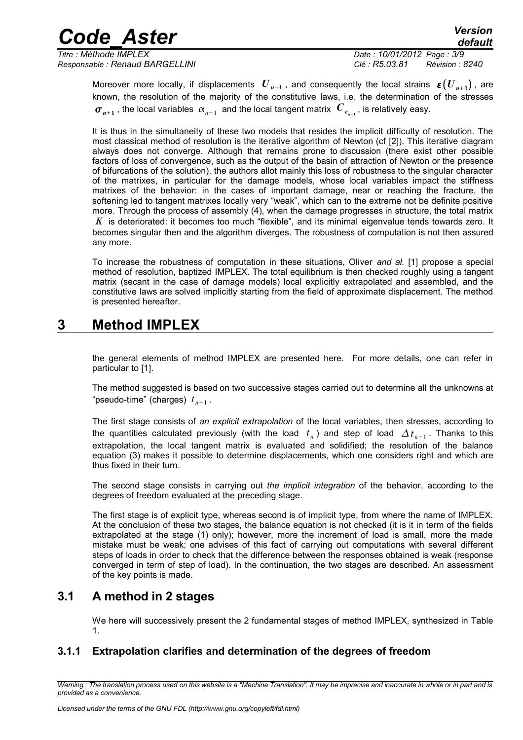Moreover more locally, if displacements $\boldsymbol{U}_{n+1}$, and consequently the local strains $\boldsymbol{\varepsilon}(\boldsymbol{U}_{n+1})$, are known, the resolution of the majority of the constitutive laws, i.e. the determination of the stresses $\boldsymbol{\sigma}_{n+1}$, the local variables $\alpha_{n+1}$ and the local tangent matrix $\boldsymbol{C}_{e_{n+1}}$, is relatively easy.

It is thus in the simultaneity of these two models that resides the implicit difficulty of resolution. The most classical method of resolution is the iterative algorithm of Newton (cf [2]). This iterative diagram always does not converge. Although that remains prone to discussion (there exist other possible factors of loss of convergence, such as the output of the basin of attraction of Newton or the presence of bifurcations of the solution), the authors allot mainly this loss of robustness to the singular character of the matrixes, in particular for the damage models, whose local variables impact the stiffness matrixes of the behavior: in the cases of important damage, near or reaching the fracture, the softening led to tangent matrixes locally very "weak", which can to the extreme not be definite positive more. Through the process of assembly (4), when the damage progresses in structure, the total matrix $\boldsymbol{K}$ is deteriorated: it becomes too much "flexible", and its minimal eigenvalue tends towards zero. It becomes singular then and the algorithm diverges. The robustness of computation is not then assured any more.

To increase the robustness of computation in these situations, Oliver *and al.* [1] propose a special method of resolution, baptized IMPLEX. The total equilibrium is then checked roughly using a tangent matrix (secant in the case of damage models) local explicitly extrapolated and assembled, and the constitutive laws are solved implicitly starting from the field of approximate displacement. The method is presented hereafter.

# 3 Method IMPLEX

the general elements of method IMPLEX are presented here. For more details, one can refer in particular to [1].

The method suggested is based on two successive stages carried out to determine all the unknowns at "pseudo-time" (charges) $t_{n+1}$.

The first stage consists of *an explicit extrapolation* of the local variables, then stresses, according to the quantities calculated previously (with the load $t_n$) and step of load $\Delta t_{n+1}$. Thanks to this extrapolation, the local tangent matrix is evaluated and solidified; the resolution of the balance equation (3) makes it possible to determine displacements, which one considers right and which are thus fixed in their turn.

The second stage consists in carrying out *the implicit integration* of the behavior, according to the degrees of freedom evaluated at the preceding stage.

The first stage is of explicit type, whereas second is of implicit type, from where the name of IMPLEX. At the conclusion of these two stages, the balance equation is not checked (it is it in term of the fields extrapolated at the stage (1) only); however, more the increment of load is small, more the made mistake must be weak; one advises of this fact of carrying out computations with several different steps of loads in order to check that the difference between the responses obtained is weak (response converged in term of step of load). In the continuation, the two stages are described. An assessment of the key points is made.

## 3.1 A method in 2 stages

We here will successively present the 2 fundamental stages of method IMPLEX, synthesized in Table 1.

### 3.1.1 Extrapolation clarifies and determination of the degrees of freedom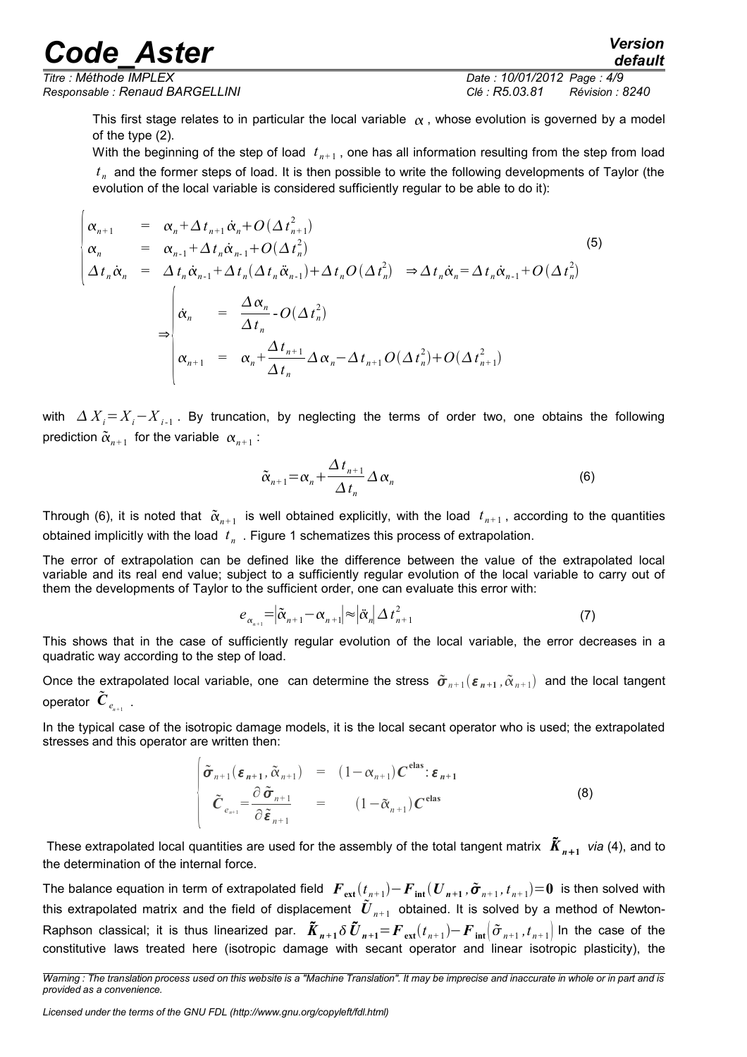This first stage relates to in particular the local variable $\alpha$, whose evolution is governed by a model of the type (2).

With the beginning of the step of load $t_{n+1}$, one has all information resulting from the step from load $t_n$ and the former steps of load. It is then possible to write the following developments of Taylor (the evolution of the local variable is considered sufficiently regular to be able to do it):

$$
\begin{cases}
\alpha_{n+1} &= \alpha_n + \Delta t_{n+1}\dot{\alpha}_n + O(\Delta t_{n+1}^2) \\
\alpha_n &= \alpha_{n-1} + \Delta t_n \dot{\alpha}_{n-1} + O(\Delta t_n^2) \\
\Delta t_n \dot{\alpha}_n &= \Delta t_n \dot{\alpha}_{n-1} + \Delta t_n (\Delta t_n \ddot{\alpha}_{n-1}) + \Delta t_n O(\Delta t_n^2) \quad \Rightarrow \Delta t_n \dot{\alpha}_n = \Delta t_n \dot{\alpha}_{n-1} + O(\Delta t_n^2) \\
\Rightarrow \begin{cases} \dot{\alpha}_n &= \dfrac{\Delta \alpha_n}{\Delta t_n} - O(\Delta t_n^2) \\ \alpha_{n+1} &= \alpha_n + \dfrac{\Delta t_{n+1}}{\Delta t_n}\Delta \alpha_n - \Delta t_{n+1} O(\Delta t_n^2) + O(\Delta t_{n+1}^2) \end{cases}
\end{cases}
\tag{5}
$$

with $\Delta X_i = X_i - X_{i-1}$. By truncation, by neglecting the terms of order two, one obtains the following prediction $\tilde{\alpha}_{n+1}$ for the variable $\alpha_{n+1}$:

$$
\tilde{\alpha}_{n+1} = \alpha_n + \frac{\Delta t_{n+1}}{\Delta t_n}\Delta \alpha_n \tag{6}
$$

Through (6), it is noted that $\tilde{\alpha}_{n+1}$ is well obtained explicitly, with the load $t_{n+1}$, according to the quantities obtained implicitly with the load $t_n$. Figure 1 schematizes this process of extrapolation.

The error of extrapolation can be defined like the difference between the value of the extrapolated local variable and its real end value; subject to a sufficiently regular evolution of the local variable to carry out of them the developments of Taylor to the sufficient order, one can evaluate this error with:

$$
e_{\alpha_{n+1}} = \left|\tilde{\alpha}_{n+1} - \alpha_{n+1}\right| \approx \left|\ddot{\alpha}_n\right| \Delta t_{n+1}^2 \tag{7}
$$

This shows that in the case of sufficiently regular evolution of the local variable, the error decreases in a quadratic way according to the step of load.

Once the extrapolated local variable, one can determine the stress $\tilde{\boldsymbol{\sigma}}_{n+1}(\boldsymbol{\varepsilon}_{n+1}, \tilde{\alpha}_{n+1})$ and the local tangent operator $\tilde{\boldsymbol{C}}_{e_{n+1}}$.

In the typical case of the isotropic damage models, it is the local secant operator who is used; the extrapolated stresses and this operator are written then:

$$
\begin{cases}
\tilde{\boldsymbol{\sigma}}_{n+1}(\boldsymbol{\varepsilon}_{n+1}, \tilde{\alpha}_{n+1}) &= (1-\alpha_{n+1})\boldsymbol{C}^{\mathbf{elas}} : \boldsymbol{\varepsilon}_{n+1} \\
\tilde{\boldsymbol{C}}_{e_{n+1}} = \dfrac{\partial \tilde{\boldsymbol{\sigma}}_{n+1}}{\partial \tilde{\boldsymbol{\varepsilon}}_{n+1}} &= (1-\tilde{\alpha}_{n+1})\boldsymbol{C}^{\mathbf{elas}}
\end{cases}
\tag{8}
$$

These extrapolated local quantities are used for the assembly of the total tangent matrix $\tilde{\boldsymbol{K}}_{n+1}$ *via* (4), and to the determination of the internal force.

The balance equation in term of extrapolated field $\boldsymbol{F}_{\mathbf{ext}}(t_{n+1}) - \boldsymbol{F}_{\mathbf{int}}(\boldsymbol{U}_{n+1}, \tilde{\boldsymbol{\sigma}}_{n+1}, t_{n+1}) = \mathbf{0}$ is then solved with this extrapolated matrix and the field of displacement $\tilde{\boldsymbol{U}}_{n+1}$ obtained. It is solved by a method of Newton-Raphson classical; it is thus linearized par. $\tilde{\boldsymbol{K}}_{n+1}\delta\tilde{\boldsymbol{U}}_{n+1} = \boldsymbol{F}_{\mathbf{ext}}(t_{n+1}) - \boldsymbol{F}_{\mathbf{int}}\left(\tilde{\sigma}_{n+1}, t_{n+1}\right)$ In the case of the constitutive laws treated here (isotropic damage with secant operator and linear isotropic plasticity), the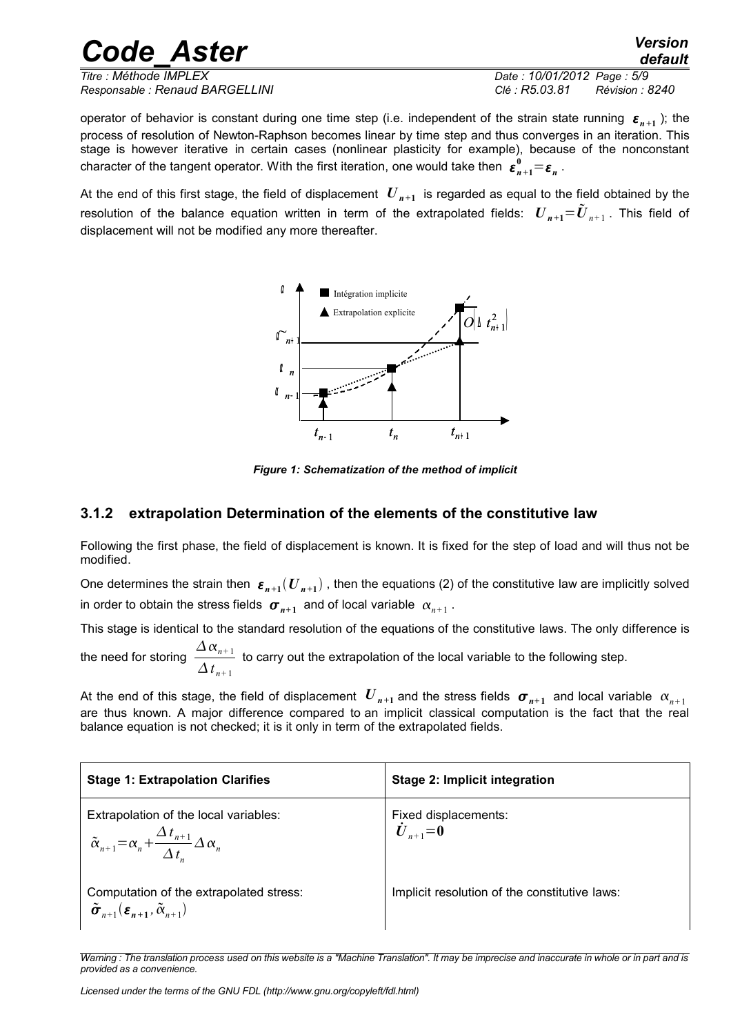operator of behavior is constant during one time step (i.e. independent of the strain state running $\boldsymbol{\varepsilon}_{n+1}$ ); the process of resolution of Newton-Raphson becomes linear by time step and thus converges in an iteration. This stage is however iterative in certain cases (nonlinear plasticity for example), because of the nonconstant character of the tangent operator. With the first iteration, one would take then $\boldsymbol{\varepsilon}_{n+1}^{0}=\boldsymbol{\varepsilon}_{n}$ .

At the end of this first stage, the field of displacement $\boldsymbol{U}_{n+1}$ is regarded as equal to the field obtained by the resolution of the balance equation written in term of the extrapolated fields: $\boldsymbol{U}_{n+1}=\tilde{\boldsymbol{U}}_{n+1}$ . This field of displacement will not be modified any more thereafter.

*Figure 1: Schematization of the method of implicit*

### 3.1.2 extrapolation Determination of the elements of the constitutive law

Following the first phase, the field of displacement is known. It is fixed for the step of load and will thus not be modified.

One determines the strain then $\boldsymbol{\varepsilon}_{n+1}(\boldsymbol{U}_{n+1})$ , then the equations (2) of the constitutive law are implicitly solved in order to obtain the stress fields $\boldsymbol{\sigma}_{n+1}$ and of local variable $\alpha_{n+1}$ .

This stage is identical to the standard resolution of the equations of the constitutive laws. The only difference is the need for storing $\dfrac{\Delta\alpha_{n+1}}{\Delta t_{n+1}}$ to carry out the extrapolation of the local variable to the following step.

At the end of this stage, the field of displacement $\boldsymbol{U}_{n+1}$ and the stress fields $\boldsymbol{\sigma}_{n+1}$ and local variable $\alpha_{n+1}$ are thus known. A major difference compared to an implicit classical computation is the fact that the real balance equation is not checked; it is it only in term of the extrapolated fields.

| Stage 1: Extrapolation Clarifies | Stage 2: Implicit integration |
|---|---|
| Extrapolation of the local variables: $\tilde{\alpha}_{n+1}=\alpha_{n}+\dfrac{\Delta t_{n+1}}{\Delta t_{n}}\Delta\alpha_{n}$ | Fixed displacements: $\dot{\boldsymbol{U}}_{n+1}=\mathbf{0}$ |
| Computation of the extrapolated stress: $\tilde{\boldsymbol{\sigma}}_{n+1}(\boldsymbol{\varepsilon}_{n+1},\tilde{\alpha}_{n+1})$ | Implicit resolution of the constitutive laws: |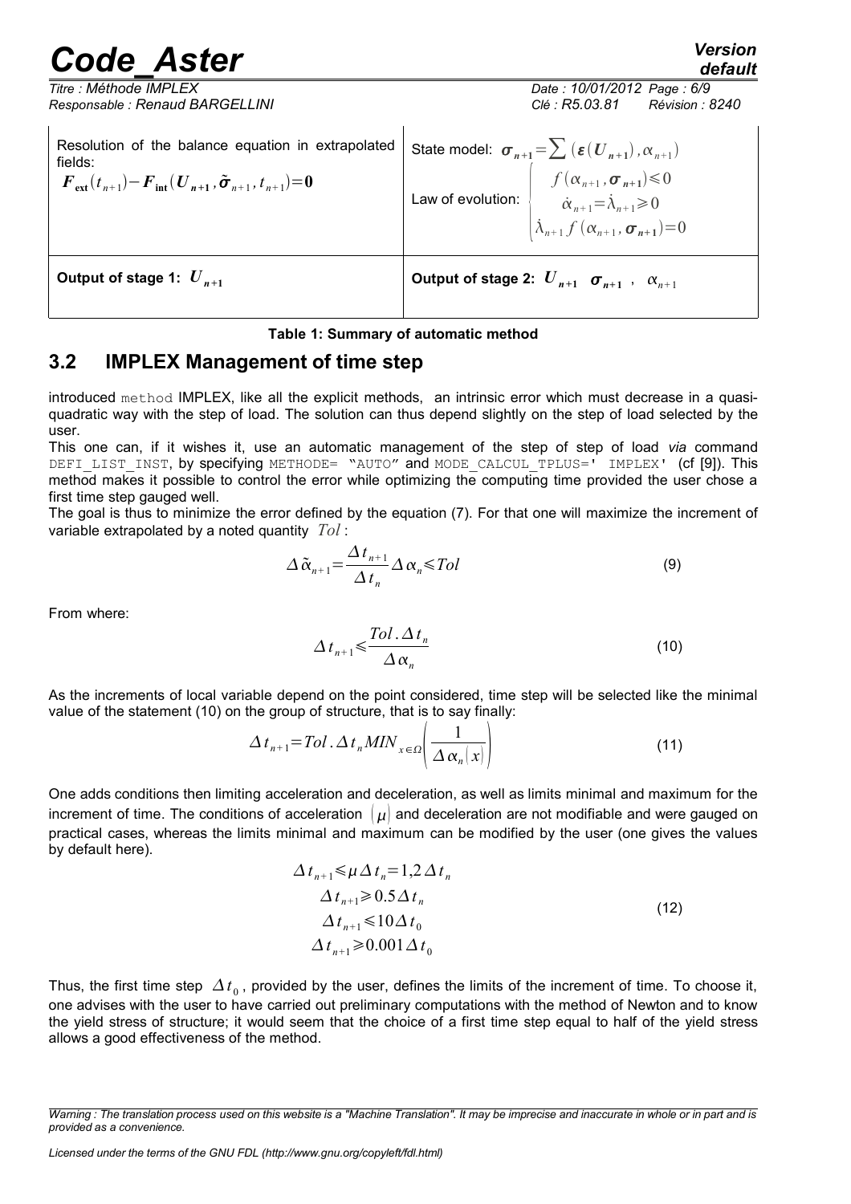| Resolution of the balance equation in extrapolated fields: $\boldsymbol{F}_{\text{ext}}(t_{n+1})-\boldsymbol{F}_{\text{int}}(\boldsymbol{U}_{n+1},\tilde{\boldsymbol{\sigma}}_{n+1},t_{n+1})=\boldsymbol{0}$ | State model: $\boldsymbol{\sigma}_{n+1}=\sum(\boldsymbol{\varepsilon}(\boldsymbol{U}_{n+1}),\alpha_{n+1})$ <br> Law of evolution: $\begin{cases} f(\alpha_{n+1},\boldsymbol{\sigma}_{n+1})\leqslant 0 \\ \dot{\alpha}_{n+1}=\dot{\lambda}_{n+1}\geqslant 0 \\ \dot{\lambda}_{n+1}f(\alpha_{n+1},\boldsymbol{\sigma}_{n+1})=0 \end{cases}$ |
|---|---|
| **Output of stage 1:** $\boldsymbol{U}_{n+1}$ | **Output of stage 2:** $\boldsymbol{U}_{n+1}$ $\boldsymbol{\sigma}_{n+1}$ , $\alpha_{n+1}$ |

**Table 1: Summary of automatic method**

## 3.2 IMPLEX Management of time step

introduced method IMPLEX, like all the explicit methods, an intrinsic error which must decrease in a quasi-quadratic way with the step of load. The solution can thus depend slightly on the step of load selected by the user.

This one can, if it wishes it, use an automatic management of the step of step of load *via* command DEFI_LIST_INST, by specifying METHODE= "AUTO" and MODE_CALCUL_TPLUS=' IMPLEX' (cf [9]). This method makes it possible to control the error while optimizing the computing time provided the user chose a first time step gauged well.

The goal is thus to minimize the error defined by the equation (7). For that one will maximize the increment of variable extrapolated by a noted quantity $Tol$ :

$$\Delta\tilde{\alpha}_{n+1}=\frac{\Delta t_{n+1}}{\Delta t_n}\Delta\alpha_n\leqslant Tol \tag{9}$$

From where:

$$\Delta t_{n+1}\leqslant\frac{Tol.\Delta t_n}{\Delta\alpha_n} \tag{10}$$

As the increments of local variable depend on the point considered, time step will be selected like the minimal value of the statement (10) on the group of structure, that is to say finally:

$$\Delta t_{n+1}=Tol.\Delta t_n MIN_{x\in\Omega}\left(\frac{1}{\Delta\alpha_n(x)}\right) \tag{11}$$

One adds conditions then limiting acceleration and deceleration, as well as limits minimal and maximum for the increment of time. The conditions of acceleration $(\mu)$ and deceleration are not modifiable and were gauged on practical cases, whereas the limits minimal and maximum can be modified by the user (one gives the values by default here).

$$\begin{aligned} \Delta t_{n+1}&\leqslant\mu\Delta t_n=1{,}2\,\Delta t_n \\ \Delta t_{n+1}&\geqslant 0.5\Delta t_n \\ \Delta t_{n+1}&\leqslant 10\Delta t_0 \\ \Delta t_{n+1}&\geqslant 0.001\Delta t_0 \end{aligned} \tag{12}$$

Thus, the first time step $\Delta t_0$, provided by the user, defines the limits of the increment of time. To choose it, one advises with the user to have carried out preliminary computations with the method of Newton and to know the yield stress of structure; it would seem that the choice of a first time step equal to half of the yield stress allows a good effectiveness of the method.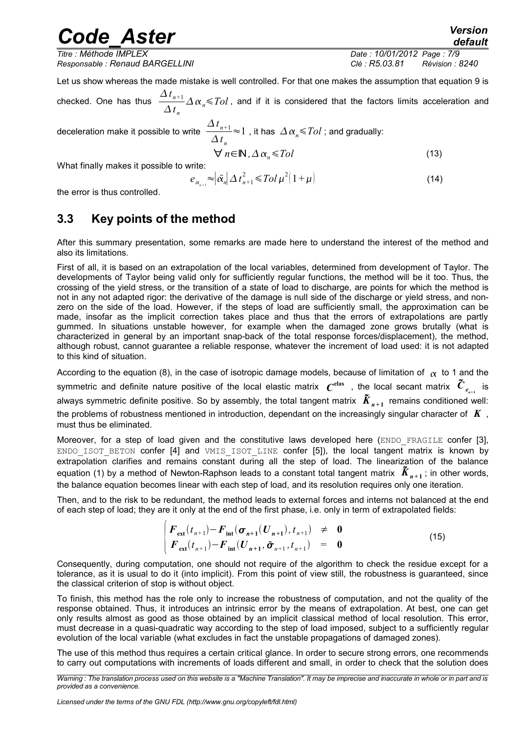Let us show whereas the made mistake is well controlled. For that one makes the assumption that equation 9 is checked. One has thus $\frac{\Delta t_{n+1}}{\Delta t_n} \Delta \alpha_n \leq Tol$, and if it is considered that the factors limits acceleration and deceleration make it possible to write $\frac{\Delta t_{n+1}}{\Delta t_n} \approx 1$, it has $\Delta \alpha_n \leq Tol$; and gradually:

$$\forall n \in \mathbb{N}, \Delta \alpha_n \leq Tol \tag{13}$$

What finally makes it possible to write:

$$e_{\alpha_{n+1}} \approx |\ddot{\alpha}_n| \Delta t_{n+1}^2 \leq Tol \, \mu^2 (1+\mu) \tag{14}$$

the error is thus controlled.

## 3.3 Key points of the method

After this summary presentation, some remarks are made here to understand the interest of the method and also its limitations.

First of all, it is based on an extrapolation of the local variables, determined from development of Taylor. The developments of Taylor being valid only for sufficiently regular functions, the method will be it too. Thus, the crossing of the yield stress, or the transition of a state of load to discharge, are points for which the method is not in any not adapted rigor: the derivative of the damage is null side of the discharge or yield stress, and non-zero on the side of the load. However, if the steps of load are sufficiently small, the approximation can be made, insofar as the implicit correction takes place and thus that the errors of extrapolations are partly gummed. In situations unstable however, for example when the damaged zone grows brutally (what is characterized in general by an important snap-back of the total response forces/displacement), the method, although robust, cannot guarantee a reliable response, whatever the increment of load used: it is not adapted to this kind of situation.

According to the equation (8), in the case of isotropic damage models, because of limitation of $\alpha$ to 1 and the symmetric and definite nature positive of the local elastic matrix $\boldsymbol{C}^{\mathbf{elas}}$, the local secant matrix $\tilde{\boldsymbol{C}}_{e_{n+1}}$ is always symmetric definite positive. So by assembly, the total tangent matrix $\tilde{\boldsymbol{K}}_{\boldsymbol{n+1}}$ remains conditioned well: the problems of robustness mentioned in introduction, dependant on the increasingly singular character of $\boldsymbol{K}$, must thus be eliminated.

Moreover, for a step of load given and the constitutive laws developed here (ENDO_FRAGILE confer [3], ENDO_ISOT_BETON confer [4] and VMIS_ISOT_LINE confer [5]), the local tangent matrix is known by extrapolation clarifies and remains constant during all the step of load. The linearization of the balance equation (1) by a method of Newton-Raphson leads to a constant total tangent matrix $\tilde{\boldsymbol{K}}_{\boldsymbol{n+1}}$; in other words, the balance equation becomes linear with each step of load, and its resolution requires only one iteration.

Then, and to the risk to be redundant, the method leads to external forces and interns not balanced at the end of each step of load; they are it only at the end of the first phase, i.e. only in term of extrapolated fields:

$$\begin{cases} \boldsymbol{F}_{\mathbf{ext}}(t_{n+1}) - \boldsymbol{F}_{\mathbf{int}}(\boldsymbol{\sigma}_{\boldsymbol{n+1}}(\boldsymbol{U}_{\boldsymbol{n+1}}), t_{n+1}) & \neq & \mathbf{0} \\ \boldsymbol{F}_{\mathbf{ext}}(t_{n+1}) - \boldsymbol{F}_{\mathbf{int}}(\boldsymbol{U}_{\boldsymbol{n+1}}, \tilde{\boldsymbol{\sigma}}_{n+1}, t_{n+1}) & = & \mathbf{0} \end{cases} \tag{15}$$

Consequently, during computation, one should not require of the algorithm to check the residue except for a tolerance, as it is usual to do it (into implicit). From this point of view still, the robustness is guaranteed, since the classical criterion of stop is without object.

To finish, this method has the role only to increase the robustness of computation, and not the quality of the response obtained. Thus, it introduces an intrinsic error by the means of extrapolation. At best, one can get only results almost as good as those obtained by an implicit classical method of local resolution. This error, must decrease in a quasi-quadratic way according to the step of load imposed, subject to a sufficiently regular evolution of the local variable (what excludes in fact the unstable propagations of damaged zones).

The use of this method thus requires a certain critical glance. In order to secure strong errors, one recommends to carry out computations with increments of loads different and small, in order to check that the solution does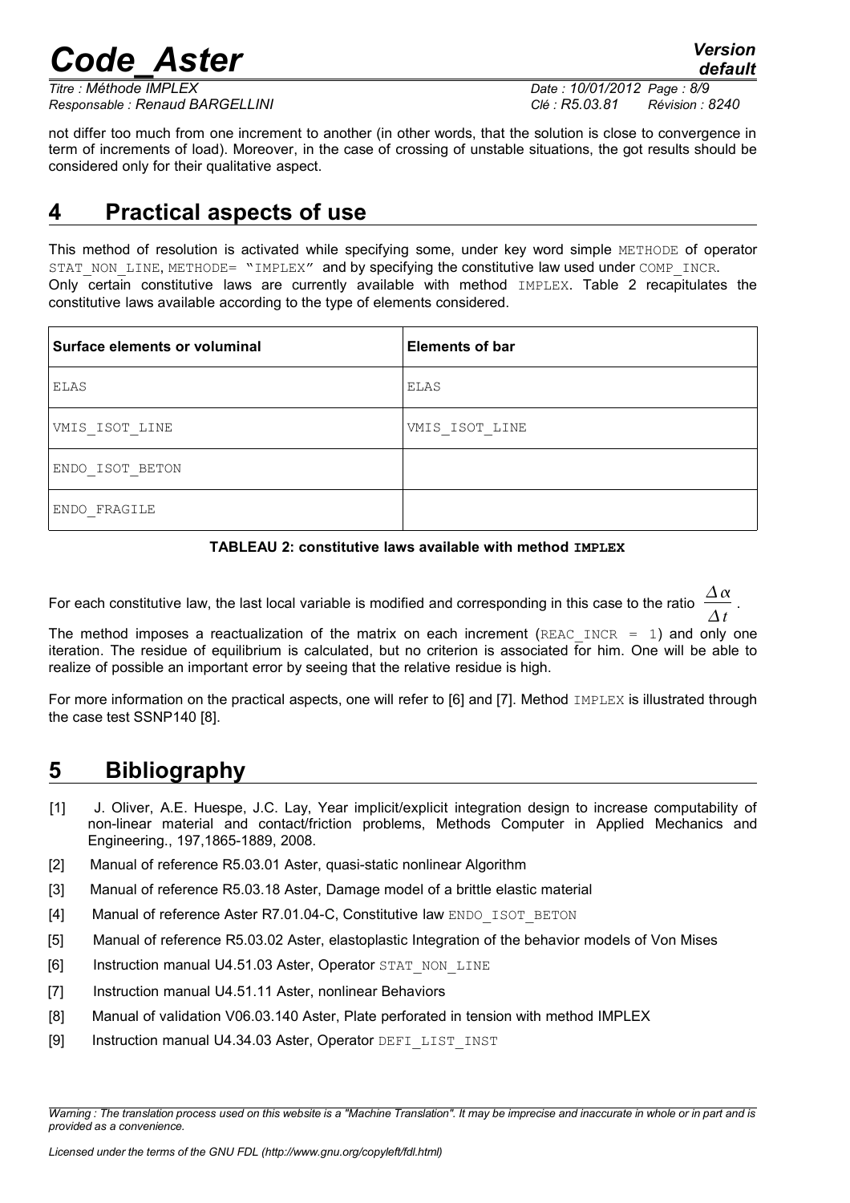not differ too much from one increment to another (in other words, that the solution is close to convergence in term of increments of load). Moreover, in the case of crossing of unstable situations, the got results should be considered only for their qualitative aspect.

# 4 Practical aspects of use

This method of resolution is activated while specifying some, under key word simple METHODE of operator STAT_NON_LINE, METHODE= "IMPLEX" and by specifying the constitutive law used under COMP_INCR.
Only certain constitutive laws are currently available with method IMPLEX. Table 2 recapitulates the constitutive laws available according to the type of elements considered.

| Surface elements or voluminal | Elements of bar |
|---|---|
| ELAS | ELAS |
| VMIS_ISOT_LINE | VMIS_ISOT_LINE |
| ENDO_ISOT_BETON | |
| ENDO_FRAGILE | |

**TABLEAU 2: constitutive laws available with method IMPLEX**

For each constitutive law, the last local variable is modified and corresponding in this case to the ratio $\frac{\Delta\alpha}{\Delta t}$.

The method imposes a reactualization of the matrix on each increment (REAC_INCR = 1) and only one iteration. The residue of equilibrium is calculated, but no criterion is associated for him. One will be able to realize of possible an important error by seeing that the relative residue is high.

For more information on the practical aspects, one will refer to [6] and [7]. Method IMPLEX is illustrated through the case test SSNP140 [8].

# 5 Bibliography

[1] J. Oliver, A.E. Huespe, J.C. Lay, Year implicit/explicit integration design to increase computability of non-linear material and contact/friction problems, Methods Computer in Applied Mechanics and Engineering., 197,1865-1889, 2008.

[2] Manual of reference R5.03.01 Aster, quasi-static nonlinear Algorithm

[3] Manual of reference R5.03.18 Aster, Damage model of a brittle elastic material

[4] Manual of reference Aster R7.01.04-C, Constitutive law ENDO_ISOT_BETON

[5] Manual of reference R5.03.02 Aster, elastoplastic Integration of the behavior models of Von Mises

[6] Instruction manual U4.51.03 Aster, Operator STAT_NON_LINE

[7] Instruction manual U4.51.11 Aster, nonlinear Behaviors

[8] Manual of validation V06.03.140 Aster, Plate perforated in tension with method IMPLEX

[9] Instruction manual U4.34.03 Aster, Operator DEFI_LIST_INST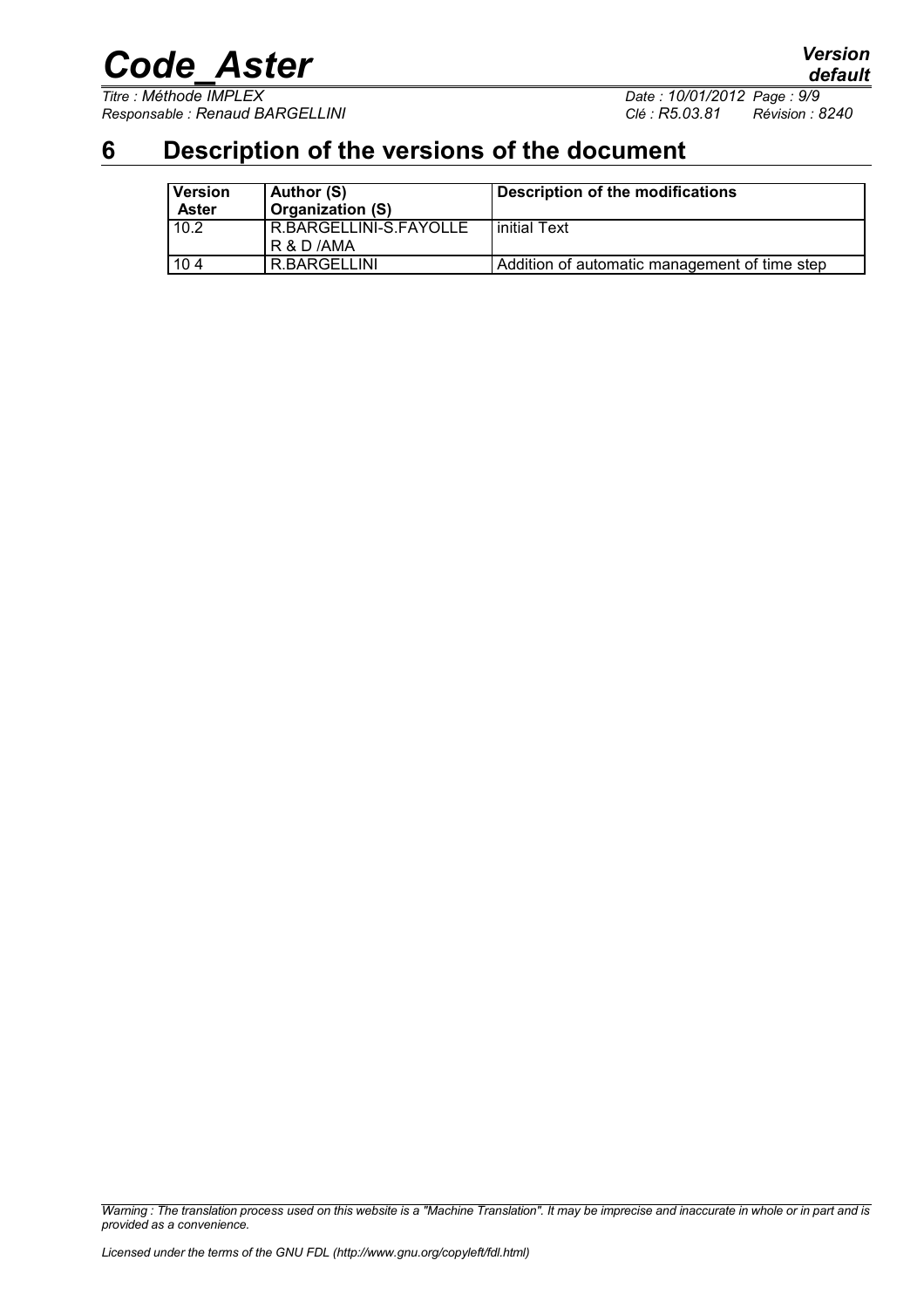# 6 Description of the versions of the document

| Version Aster | Author (S) Organization (S) | Description of the modifications |
|---|---|---|
| 10.2 | R.BARGELLINI-S.FAYOLLE R & D /AMA | initial Text |
| 10 4 | R.BARGELLINI | Addition of automatic management of time step |